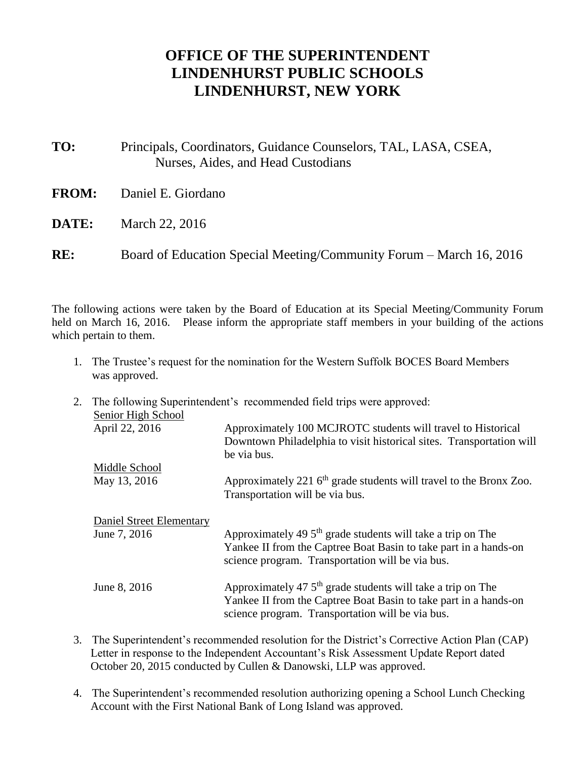# OFFICE OF THE SUPERINTENDENT
# LINDENHURST PUBLIC SCHOOLS
# LINDENHURST, NEW YORK

**TO:** Principals, Coordinators, Guidance Counselors, TAL, LASA, CSEA, Nurses, Aides, and Head Custodians

**FROM:** Daniel E. Giordano

**DATE:** March 22, 2016

**RE:** Board of Education Special Meeting/Community Forum – March 16, 2016

The following actions were taken by the Board of Education at its Special Meeting/Community Forum held on March 16, 2016. Please inform the appropriate staff members in your building of the actions which pertain to them.

1. The Trustee's request for the nomination for the Western Suffolk BOCES Board Members was approved.

2. The following Superintendent's recommended field trips were approved:

   Senior High School

   | | |
   |---|---|
   | April 22, 2016 | Approximately 100 MCJROTC students will travel to Historical Downtown Philadelphia to visit historical sites. Transportation will be via bus. |

   Middle School

   | | |
   |---|---|
   | May 13, 2016 | Approximately 221 6th grade students will travel to the Bronx Zoo. Transportation will be via bus. |

   Daniel Street Elementary

   | | |
   |---|---|
   | June 7, 2016 | Approximately 49 5th grade students will take a trip on The Yankee II from the Captree Boat Basin to take part in a hands-on science program. Transportation will be via bus. |
   | June 8, 2016 | Approximately 47 5th grade students will take a trip on The Yankee II from the Captree Boat Basin to take part in a hands-on science program. Transportation will be via bus. |

3. The Superintendent's recommended resolution for the District's Corrective Action Plan (CAP) Letter in response to the Independent Accountant's Risk Assessment Update Report dated October 20, 2015 conducted by Cullen & Danowski, LLP was approved.

4. The Superintendent's recommended resolution authorizing opening a School Lunch Checking Account with the First National Bank of Long Island was approved.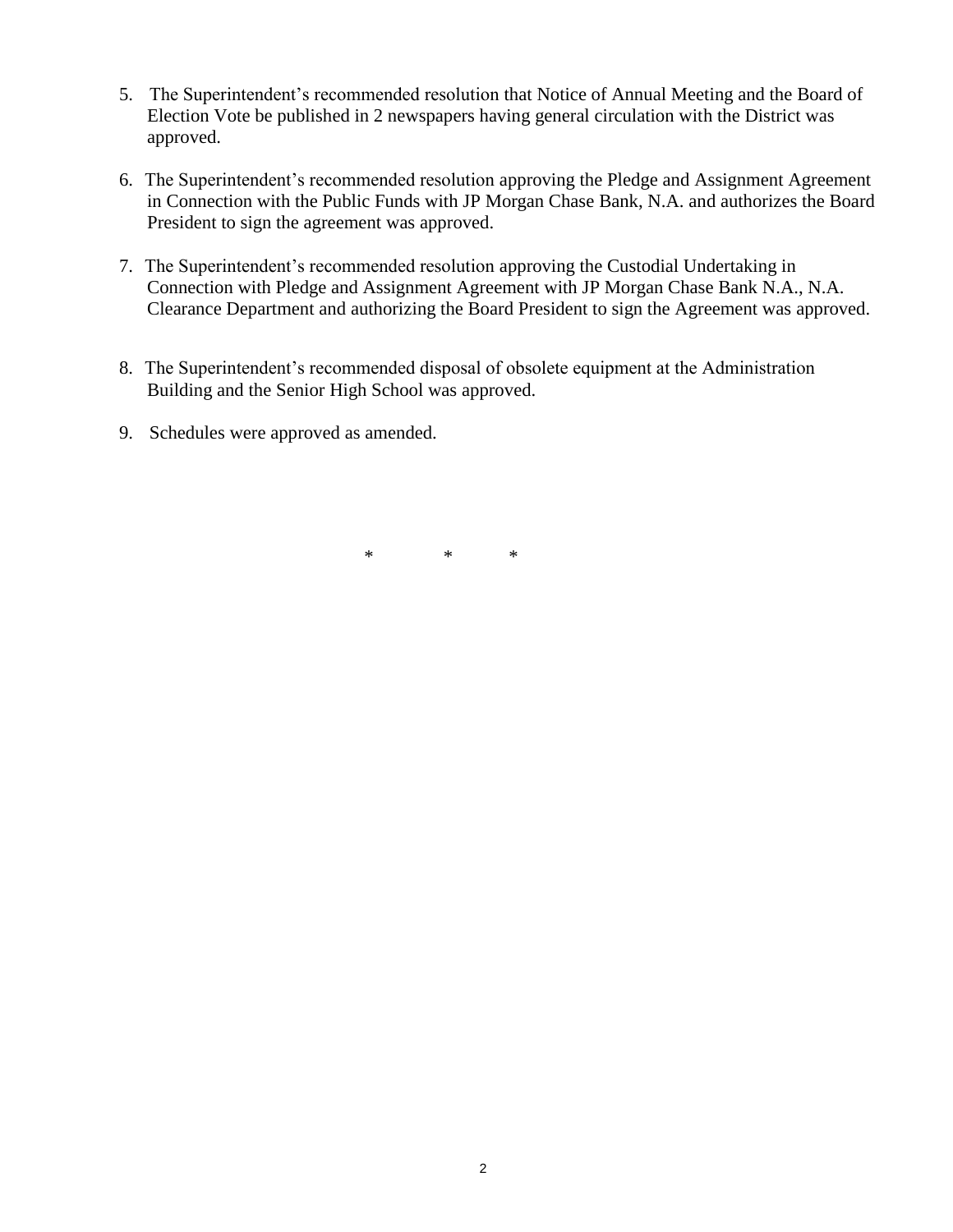5. The Superintendent's recommended resolution that Notice of Annual Meeting and the Board of Election Vote be published in 2 newspapers having general circulation with the District was approved.

6. The Superintendent's recommended resolution approving the Pledge and Assignment Agreement in Connection with the Public Funds with JP Morgan Chase Bank, N.A. and authorizes the Board President to sign the agreement was approved.

7. The Superintendent's recommended resolution approving the Custodial Undertaking in Connection with Pledge and Assignment Agreement with JP Morgan Chase Bank N.A., N.A. Clearance Department and authorizing the Board President to sign the Agreement was approved.

8. The Superintendent's recommended disposal of obsolete equipment at the Administration Building and the Senior High School was approved.

9. Schedules were approved as amended.

\* \* \*